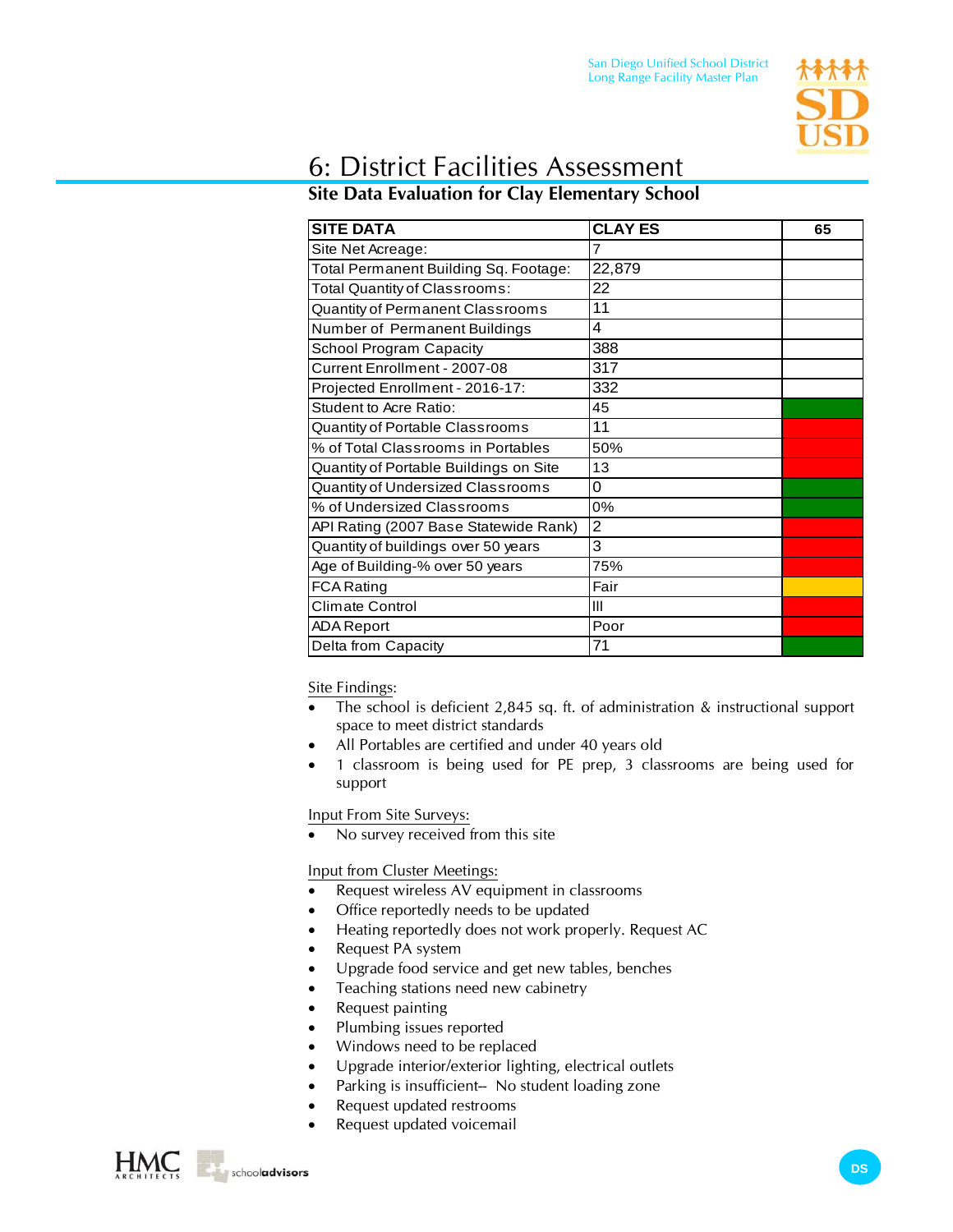# 6: District Facilities Assessment

## Site Data Evaluation for Clay Elementary School

| SITE DATA | CLAY ES | 65 |
|---|---|---|
| Site Net Acreage: | 7 | |
| Total Permanent Building Sq. Footage: | 22,879 | |
| Total Quantity of Classrooms: | 22 | |
| Quantity of Permanent Classrooms | 11 | |
| Number of Permanent Buildings | 4 | |
| School Program Capacity | 388 | |
| Current Enrollment - 2007-08 | 317 | |
| Projected Enrollment - 2016-17: | 332 | |
| Student to Acre Ratio: | 45 | |
| Quantity of Portable Classrooms | 11 | |
| % of Total Classrooms in Portables | 50% | |
| Quantity of Portable Buildings on Site | 13 | |
| Quantity of Undersized Classrooms | 0 | |
| % of Undersized Classrooms | 0% | |
| API Rating (2007 Base Statewide Rank) | 2 | |
| Quantity of buildings over 50 years | 3 | |
| Age of Building-% over 50 years | 75% | |
| FCA Rating | Fair | |
| Climate Control | III | |
| ADA Report | Poor | |
| Delta from Capacity | 71 | |

Site Findings:

- The school is deficient 2,845 sq. ft. of administration & instructional support space to meet district standards
- All Portables are certified and under 40 years old
- 1 classroom is being used for PE prep, 3 classrooms are being used for support

Input From Site Surveys:

- No survey received from this site

Input from Cluster Meetings:

- Request wireless AV equipment in classrooms
- Office reportedly needs to be updated
- Heating reportedly does not work properly. Request AC
- Request PA system
- Upgrade food service and get new tables, benches
- Teaching stations need new cabinetry
- Request painting
- Plumbing issues reported
- Windows need to be replaced
- Upgrade interior/exterior lighting, electrical outlets
- Parking is insufficient-- No student loading zone
- Request updated restrooms
- Request updated voicemail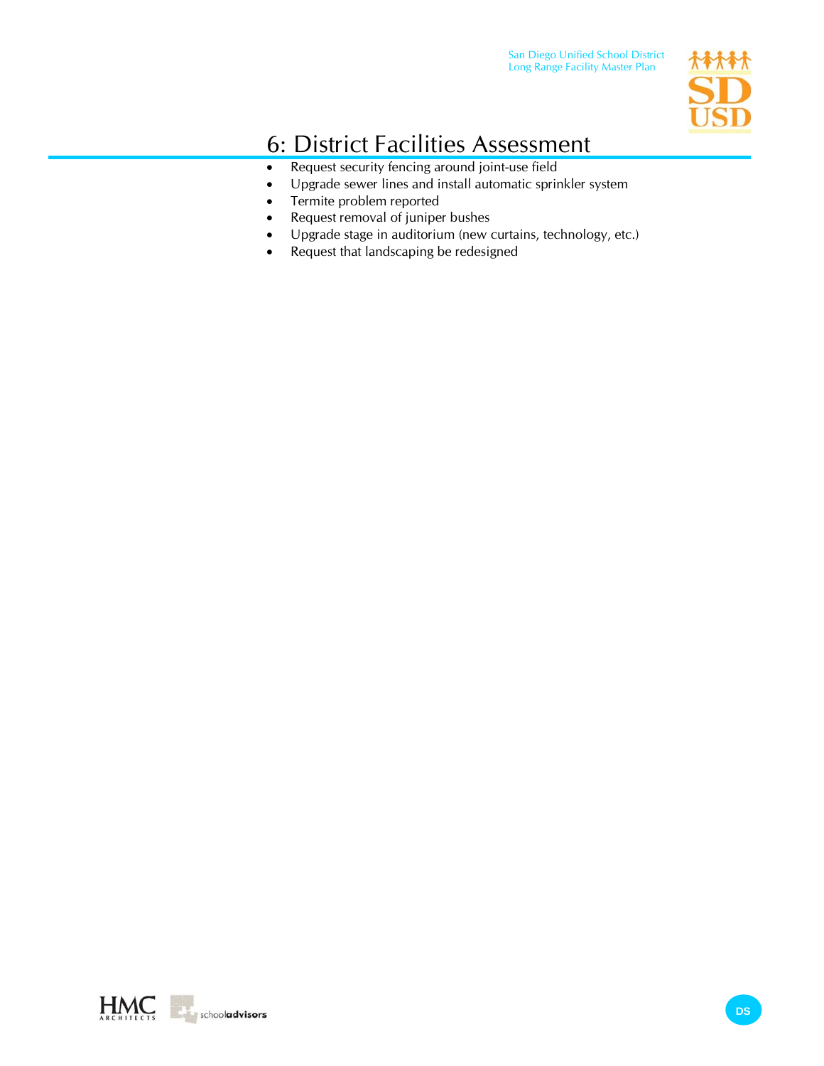- Request security fencing around joint-use field
- Upgrade sewer lines and install automatic sprinkler system
- Termite problem reported
- Request removal of juniper bushes
- Upgrade stage in auditorium (new curtains, technology, etc.)
- Request that landscaping be redesigned